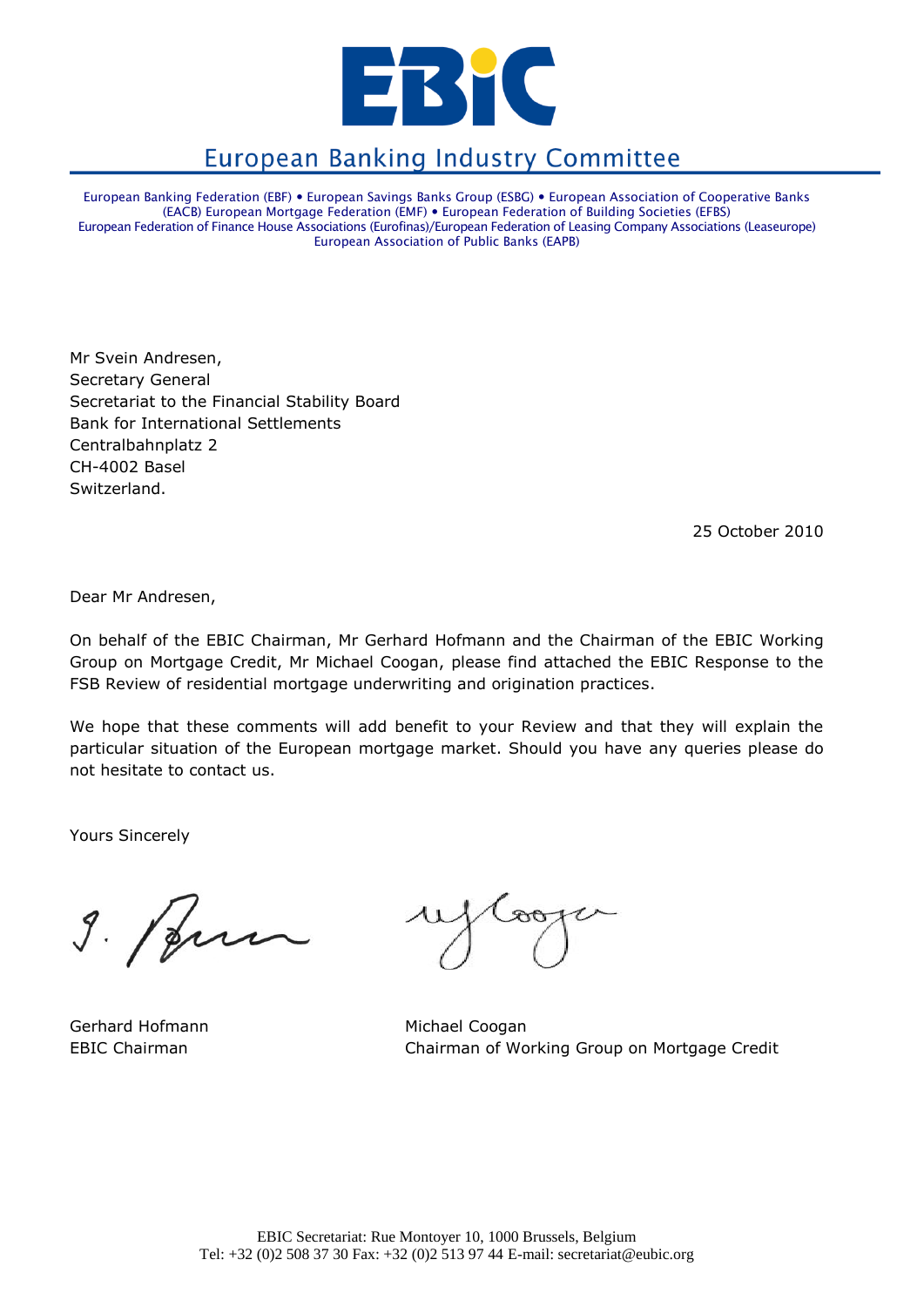# EBIC

## European Banking Industry Committee

European Banking Federation (EBF) • European Savings Banks Group (ESBG) • European Association of Cooperative Banks (EACB) European Mortgage Federation (EMF) • European Federation of Building Societies (EFBS) European Federation of Finance House Associations (Eurofinas)/European Federation of Leasing Company Associations (Leaseurope) European Association of Public Banks (EAPB)

Mr Svein Andresen,
Secretary General
Secretariat to the Financial Stability Board
Bank for International Settlements
Centralbahnplatz 2
CH-4002 Basel
Switzerland.

25 October 2010

Dear Mr Andresen,

On behalf of the EBIC Chairman, Mr Gerhard Hofmann and the Chairman of the EBIC Working Group on Mortgage Credit, Mr Michael Coogan, please find attached the EBIC Response to the FSB Review of residential mortgage underwriting and origination practices.

We hope that these comments will add benefit to your Review and that they will explain the particular situation of the European mortgage market. Should you have any queries please do not hesitate to contact us.

Yours Sincerely

Gerhard Hofmann
EBIC Chairman

Michael Coogan
Chairman of Working Group on Mortgage Credit

EBIC Secretariat: Rue Montoyer 10, 1000 Brussels, Belgium
Tel: +32 (0)2 508 37 30 Fax: +32 (0)2 513 97 44 E-mail: secretariat@eubic.org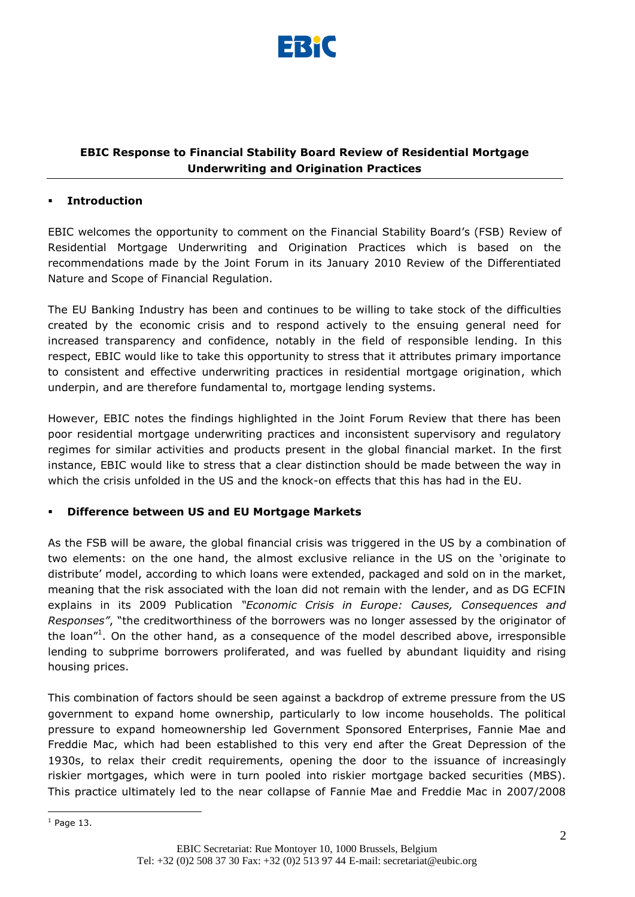**EBIC Response to Financial Stability Board Review of Residential Mortgage Underwriting and Origination Practices**

- **Introduction**

EBIC welcomes the opportunity to comment on the Financial Stability Board's (FSB) Review of Residential Mortgage Underwriting and Origination Practices which is based on the recommendations made by the Joint Forum in its January 2010 Review of the Differentiated Nature and Scope of Financial Regulation.

The EU Banking Industry has been and continues to be willing to take stock of the difficulties created by the economic crisis and to respond actively to the ensuing general need for increased transparency and confidence, notably in the field of responsible lending. In this respect, EBIC would like to take this opportunity to stress that it attributes primary importance to consistent and effective underwriting practices in residential mortgage origination, which underpin, and are therefore fundamental to, mortgage lending systems.

However, EBIC notes the findings highlighted in the Joint Forum Review that there has been poor residential mortgage underwriting practices and inconsistent supervisory and regulatory regimes for similar activities and products present in the global financial market. In the first instance, EBIC would like to stress that a clear distinction should be made between the way in which the crisis unfolded in the US and the knock-on effects that this has had in the EU.

- **Difference between US and EU Mortgage Markets**

As the FSB will be aware, the global financial crisis was triggered in the US by a combination of two elements: on the one hand, the almost exclusive reliance in the US on the 'originate to distribute' model, according to which loans were extended, packaged and sold on in the market, meaning that the risk associated with the loan did not remain with the lender, and as DG ECFIN explains in its 2009 Publication *"Economic Crisis in Europe: Causes, Consequences and Responses"*, "the creditworthiness of the borrowers was no longer assessed by the originator of the loan"[1]. On the other hand, as a consequence of the model described above, irresponsible lending to subprime borrowers proliferated, and was fuelled by abundant liquidity and rising housing prices.

This combination of factors should be seen against a backdrop of extreme pressure from the US government to expand home ownership, particularly to low income households. The political pressure to expand homeownership led Government Sponsored Enterprises, Fannie Mae and Freddie Mac, which had been established to this very end after the Great Depression of the 1930s, to relax their credit requirements, opening the door to the issuance of increasingly riskier mortgages, which were in turn pooled into riskier mortgage backed securities (MBS). This practice ultimately led to the near collapse of Fannie Mae and Freddie Mac in 2007/2008

[1] Page 13.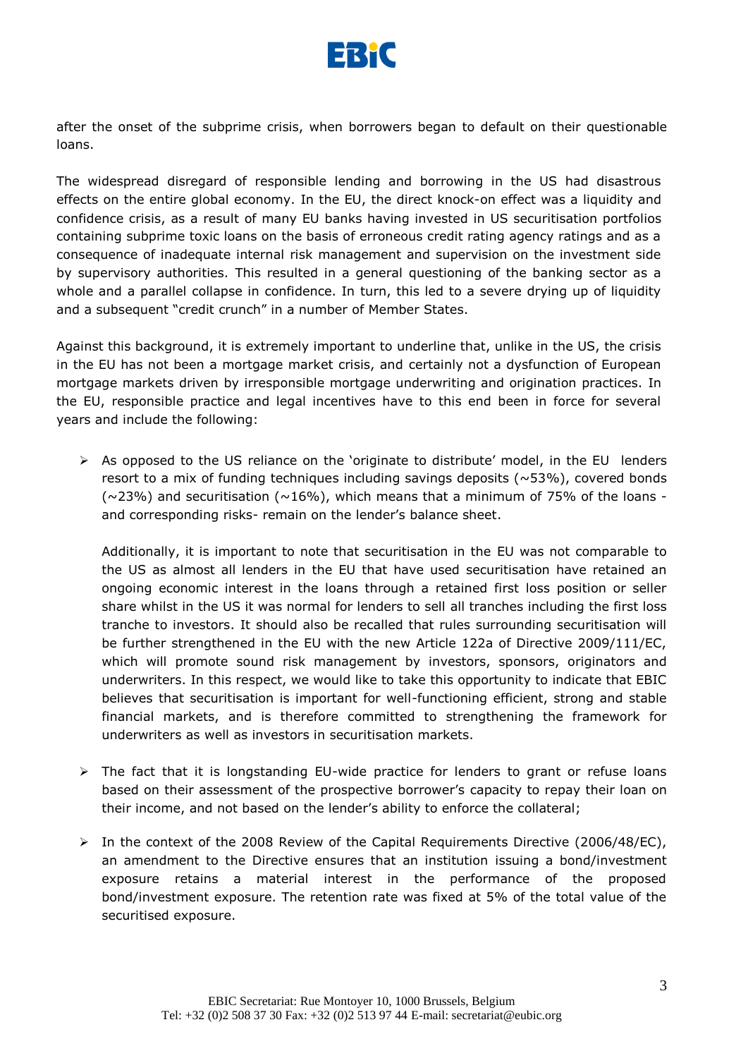after the onset of the subprime crisis, when borrowers began to default on their questionable loans.

The widespread disregard of responsible lending and borrowing in the US had disastrous effects on the entire global economy. In the EU, the direct knock-on effect was a liquidity and confidence crisis, as a result of many EU banks having invested in US securitisation portfolios containing subprime toxic loans on the basis of erroneous credit rating agency ratings and as a consequence of inadequate internal risk management and supervision on the investment side by supervisory authorities. This resulted in a general questioning of the banking sector as a whole and a parallel collapse in confidence. In turn, this led to a severe drying up of liquidity and a subsequent "credit crunch" in a number of Member States.

Against this background, it is extremely important to underline that, unlike in the US, the crisis in the EU has not been a mortgage market crisis, and certainly not a dysfunction of European mortgage markets driven by irresponsible mortgage underwriting and origination practices. In the EU, responsible practice and legal incentives have to this end been in force for several years and include the following:

- As opposed to the US reliance on the 'originate to distribute' model, in the EU lenders resort to a mix of funding techniques including savings deposits (~53%), covered bonds (~23%) and securitisation (~16%), which means that a minimum of 75% of the loans - and corresponding risks- remain on the lender's balance sheet.

  Additionally, it is important to note that securitisation in the EU was not comparable to the US as almost all lenders in the EU that have used securitisation have retained an ongoing economic interest in the loans through a retained first loss position or seller share whilst in the US it was normal for lenders to sell all tranches including the first loss tranche to investors. It should also be recalled that rules surrounding securitisation will be further strengthened in the EU with the new Article 122a of Directive 2009/111/EC, which will promote sound risk management by investors, sponsors, originators and underwriters. In this respect, we would like to take this opportunity to indicate that EBIC believes that securitisation is important for well-functioning efficient, strong and stable financial markets, and is therefore committed to strengthening the framework for underwriters as well as investors in securitisation markets.

- The fact that it is longstanding EU-wide practice for lenders to grant or refuse loans based on their assessment of the prospective borrower's capacity to repay their loan on their income, and not based on the lender's ability to enforce the collateral;

- In the context of the 2008 Review of the Capital Requirements Directive (2006/48/EC), an amendment to the Directive ensures that an institution issuing a bond/investment exposure retains a material interest in the performance of the proposed bond/investment exposure. The retention rate was fixed at 5% of the total value of the securitised exposure.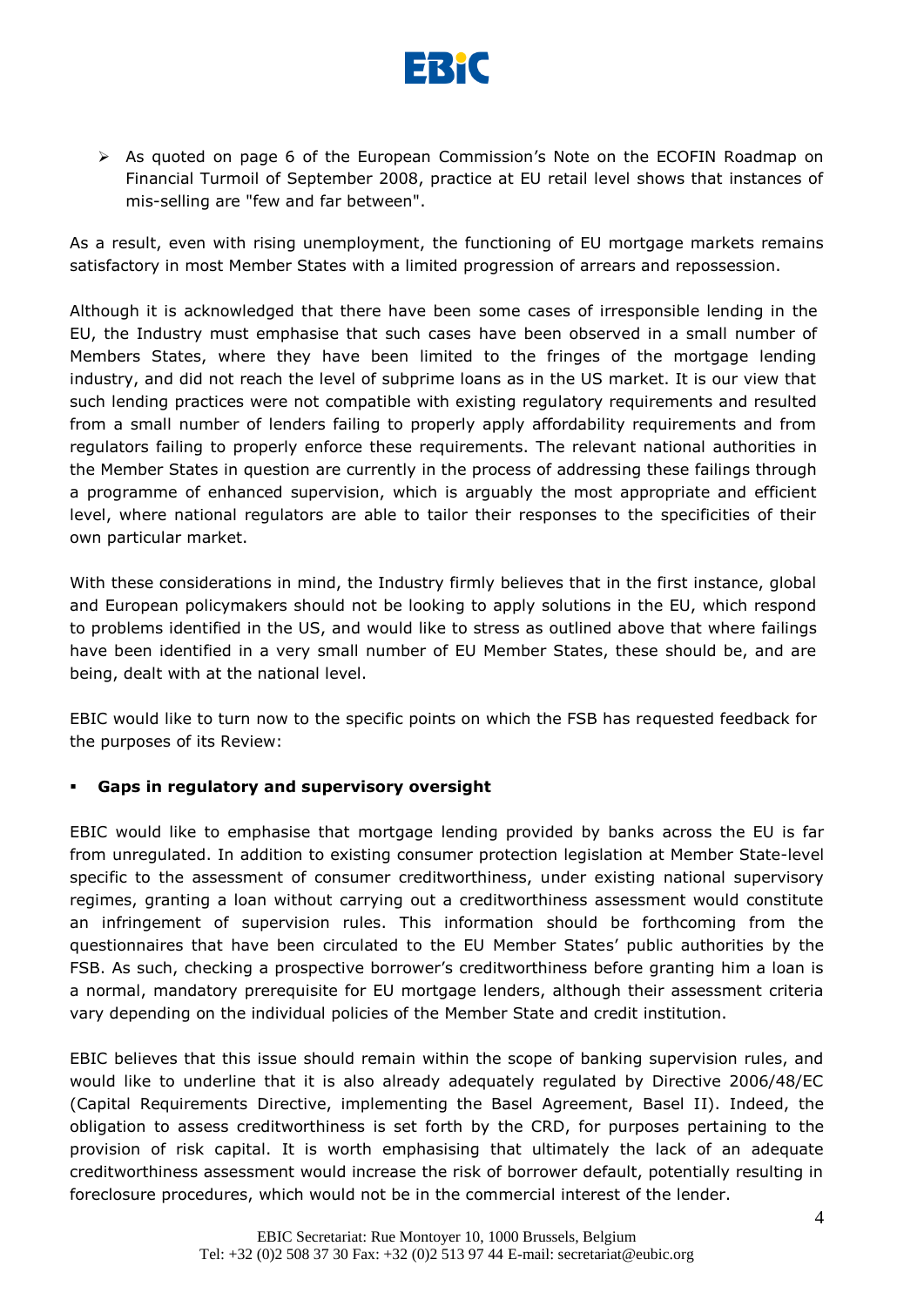- As quoted on page 6 of the European Commission's Note on the ECOFIN Roadmap on Financial Turmoil of September 2008, practice at EU retail level shows that instances of mis-selling are "few and far between".

As a result, even with rising unemployment, the functioning of EU mortgage markets remains satisfactory in most Member States with a limited progression of arrears and repossession.

Although it is acknowledged that there have been some cases of irresponsible lending in the EU, the Industry must emphasise that such cases have been observed in a small number of Members States, where they have been limited to the fringes of the mortgage lending industry, and did not reach the level of subprime loans as in the US market. It is our view that such lending practices were not compatible with existing regulatory requirements and resulted from a small number of lenders failing to properly apply affordability requirements and from regulators failing to properly enforce these requirements. The relevant national authorities in the Member States in question are currently in the process of addressing these failings through a programme of enhanced supervision, which is arguably the most appropriate and efficient level, where national regulators are able to tailor their responses to the specificities of their own particular market.

With these considerations in mind, the Industry firmly believes that in the first instance, global and European policymakers should not be looking to apply solutions in the EU, which respond to problems identified in the US, and would like to stress as outlined above that where failings have been identified in a very small number of EU Member States, these should be, and are being, dealt with at the national level.

EBIC would like to turn now to the specific points on which the FSB has requested feedback for the purposes of its Review:

- **Gaps in regulatory and supervisory oversight**

EBIC would like to emphasise that mortgage lending provided by banks across the EU is far from unregulated. In addition to existing consumer protection legislation at Member State-level specific to the assessment of consumer creditworthiness, under existing national supervisory regimes, granting a loan without carrying out a creditworthiness assessment would constitute an infringement of supervision rules. This information should be forthcoming from the questionnaires that have been circulated to the EU Member States' public authorities by the FSB. As such, checking a prospective borrower's creditworthiness before granting him a loan is a normal, mandatory prerequisite for EU mortgage lenders, although their assessment criteria vary depending on the individual policies of the Member State and credit institution.

EBIC believes that this issue should remain within the scope of banking supervision rules, and would like to underline that it is also already adequately regulated by Directive 2006/48/EC (Capital Requirements Directive, implementing the Basel Agreement, Basel II). Indeed, the obligation to assess creditworthiness is set forth by the CRD, for purposes pertaining to the provision of risk capital. It is worth emphasising that ultimately the lack of an adequate creditworthiness assessment would increase the risk of borrower default, potentially resulting in foreclosure procedures, which would not be in the commercial interest of the lender.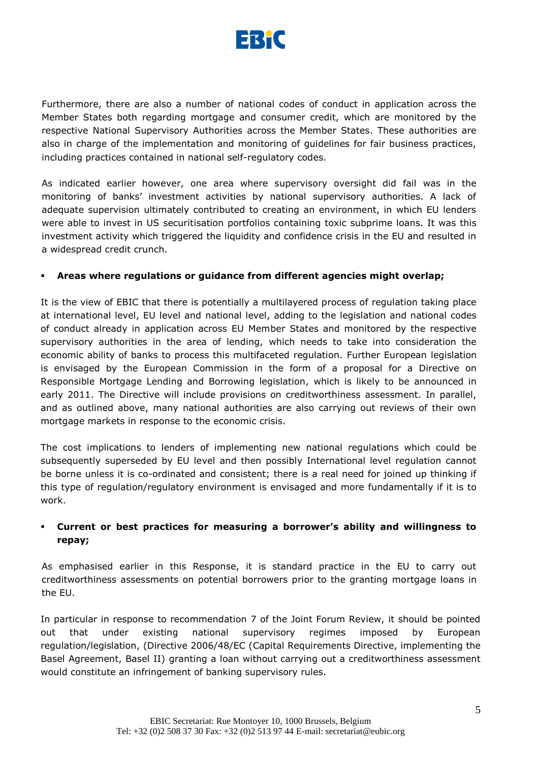Furthermore, there are also a number of national codes of conduct in application across the Member States both regarding mortgage and consumer credit, which are monitored by the respective National Supervisory Authorities across the Member States. These authorities are also in charge of the implementation and monitoring of guidelines for fair business practices, including practices contained in national self-regulatory codes.

As indicated earlier however, one area where supervisory oversight did fail was in the monitoring of banks' investment activities by national supervisory authorities. A lack of adequate supervision ultimately contributed to creating an environment, in which EU lenders were able to invest in US securitisation portfolios containing toxic subprime loans. It was this investment activity which triggered the liquidity and confidence crisis in the EU and resulted in a widespread credit crunch.

- **Areas where regulations or guidance from different agencies might overlap;**

It is the view of EBIC that there is potentially a multilayered process of regulation taking place at international level, EU level and national level, adding to the legislation and national codes of conduct already in application across EU Member States and monitored by the respective supervisory authorities in the area of lending, which needs to take into consideration the economic ability of banks to process this multifaceted regulation. Further European legislation is envisaged by the European Commission in the form of a proposal for a Directive on Responsible Mortgage Lending and Borrowing legislation, which is likely to be announced in early 2011. The Directive will include provisions on creditworthiness assessment. In parallel, and as outlined above, many national authorities are also carrying out reviews of their own mortgage markets in response to the economic crisis.

The cost implications to lenders of implementing new national regulations which could be subsequently superseded by EU level and then possibly International level regulation cannot be borne unless it is co-ordinated and consistent; there is a real need for joined up thinking if this type of regulation/regulatory environment is envisaged and more fundamentally if it is to work.

- **Current or best practices for measuring a borrower's ability and willingness to repay;**

As emphasised earlier in this Response, it is standard practice in the EU to carry out creditworthiness assessments on potential borrowers prior to the granting mortgage loans in the EU.

In particular in response to recommendation 7 of the Joint Forum Review, it should be pointed out that under existing national supervisory regimes imposed by European regulation/legislation, (Directive 2006/48/EC (Capital Requirements Directive, implementing the Basel Agreement, Basel II) granting a loan without carrying out a creditworthiness assessment would constitute an infringement of banking supervisory rules.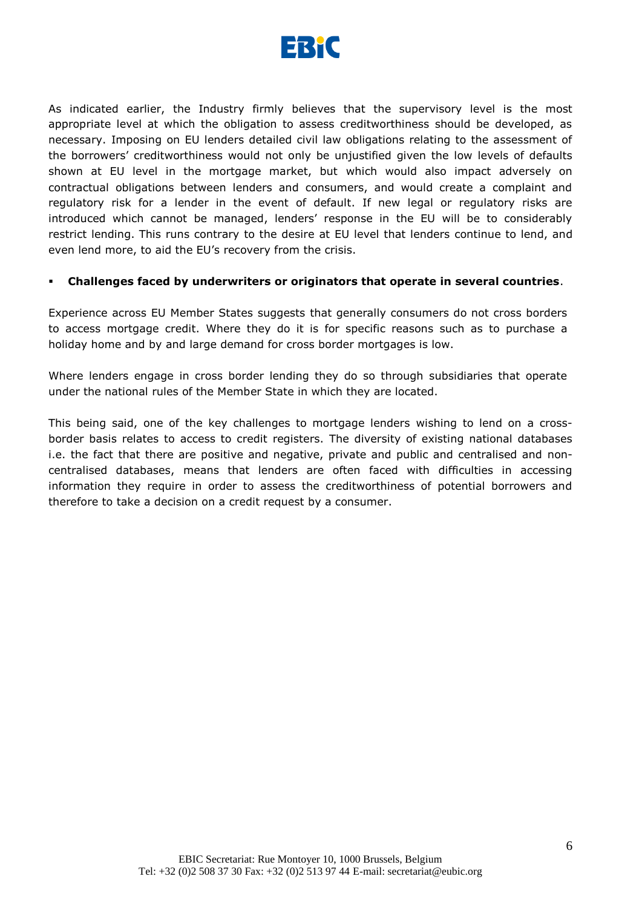As indicated earlier, the Industry firmly believes that the supervisory level is the most appropriate level at which the obligation to assess creditworthiness should be developed, as necessary. Imposing on EU lenders detailed civil law obligations relating to the assessment of the borrowers' creditworthiness would not only be unjustified given the low levels of defaults shown at EU level in the mortgage market, but which would also impact adversely on contractual obligations between lenders and consumers, and would create a complaint and regulatory risk for a lender in the event of default. If new legal or regulatory risks are introduced which cannot be managed, lenders' response in the EU will be to considerably restrict lending. This runs contrary to the desire at EU level that lenders continue to lend, and even lend more, to aid the EU's recovery from the crisis.

- **Challenges faced by underwriters or originators that operate in several countries**.

Experience across EU Member States suggests that generally consumers do not cross borders to access mortgage credit. Where they do it is for specific reasons such as to purchase a holiday home and by and large demand for cross border mortgages is low.

Where lenders engage in cross border lending they do so through subsidiaries that operate under the national rules of the Member State in which they are located.

This being said, one of the key challenges to mortgage lenders wishing to lend on a cross-border basis relates to access to credit registers. The diversity of existing national databases i.e. the fact that there are positive and negative, private and public and centralised and non-centralised databases, means that lenders are often faced with difficulties in accessing information they require in order to assess the creditworthiness of potential borrowers and therefore to take a decision on a credit request by a consumer.